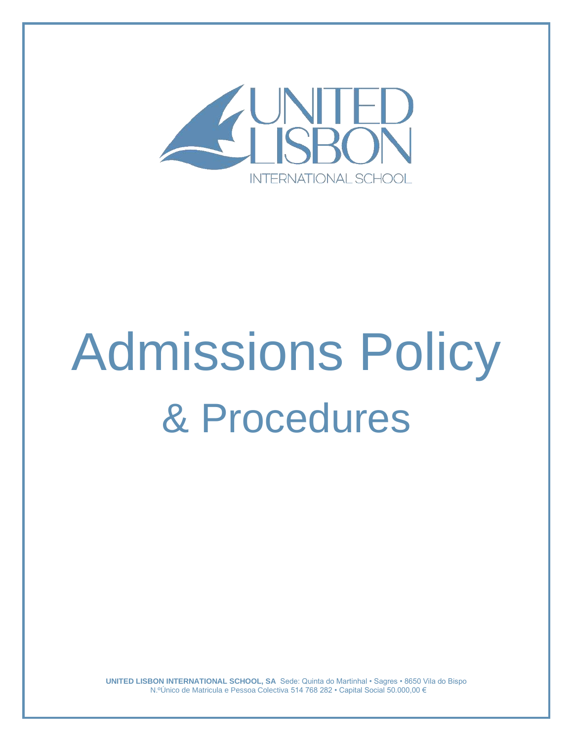UNITED LISBON INTERNATIONAL SCHOOL

# Admissions Policy

## & Procedures

**UNITED LISBON INTERNATIONAL SCHOOL, SA** Sede: Quinta do Martinhal • Sagres • 8650 Vila do Bispo
N.ºÚnico de Matricula e Pessoa Colectiva 514 768 282 • Capital Social 50.000,00 €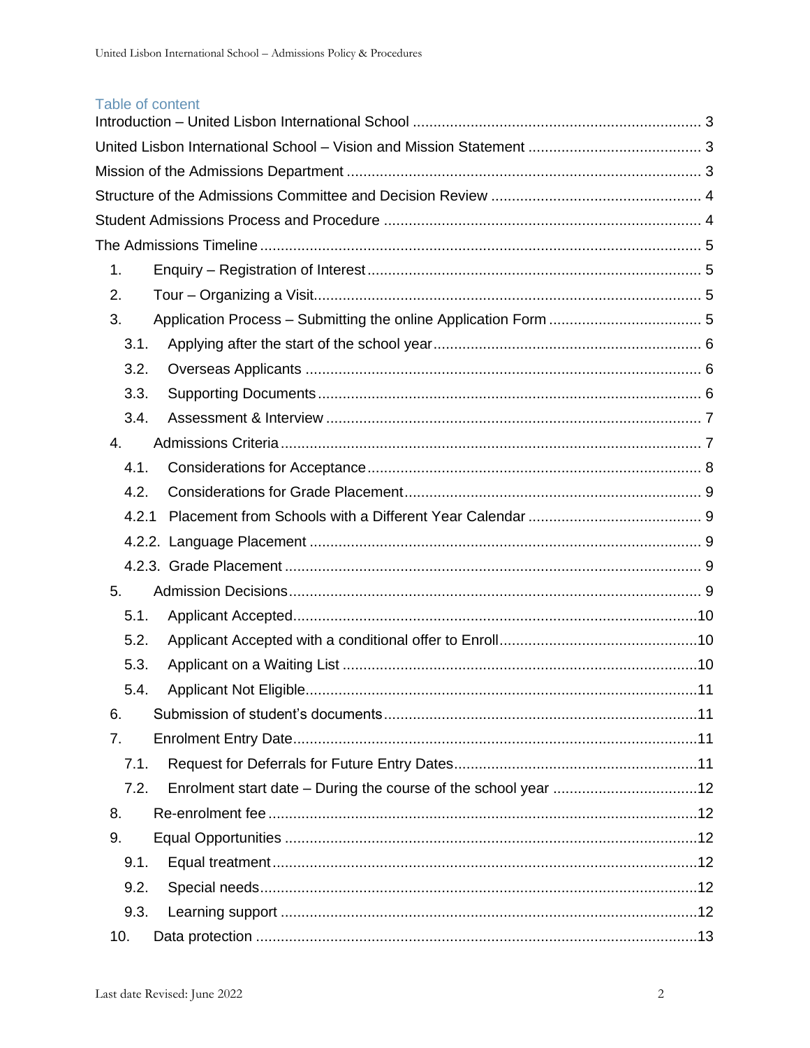## Table of content

Introduction – United Lisbon International School ..................................................................... 3

United Lisbon International School – Vision and Mission Statement ......................................... 3

Mission of the Admissions Department ..................................................................................... 3

Structure of the Admissions Committee and Decision Review .................................................. 4

Student Admissions Process and Procedure ............................................................................ 4

The Admissions Timeline ......................................................................................................... 5

1. Enquiry – Registration of Interest ................................................................................ 5
2. Tour – Organizing a Visit ............................................................................................. 5
3. Application Process – Submitting the online Application Form .................................... 5
   - 3.1. Applying after the start of the school year ................................................................ 6
   - 3.2. Overseas Applicants ............................................................................................... 6
   - 3.3. Supporting Documents ............................................................................................ 6
   - 3.4. Assessment & Interview .......................................................................................... 7
4. Admissions Criteria ..................................................................................................... 7
   - 4.1. Considerations for Acceptance ................................................................................ 8
   - 4.2. Considerations for Grade Placement ....................................................................... 9
   - 4.2.1 Placement from Schools with a Different Year Calendar ......................................... 9
   - 4.2.2. Language Placement ............................................................................................ 9
   - 4.2.3. Grade Placement .................................................................................................. 9
5. Admission Decisions ................................................................................................... 9
   - 5.1. Applicant Accepted .................................................................................................10
   - 5.2. Applicant Accepted with a conditional offer to Enroll ................................................10
   - 5.3. Applicant on a Waiting List .....................................................................................10
   - 5.4. Applicant Not Eligible ..............................................................................................11
6. Submission of student's documents ...........................................................................11
7. Enrolment Entry Date .................................................................................................11
   - 7.1. Request for Deferrals for Future Entry Dates ...........................................................11
   - 7.2. Enrolment start date – During the course of the school year ...................................12
8. Re-enrolment fee .......................................................................................................12
9. Equal Opportunities ...................................................................................................12
   - 9.1. Equal treatment ......................................................................................................12
   - 9.2. Special needs .........................................................................................................12
   - 9.3. Learning support ....................................................................................................12
10. Data protection ..........................................................................................................13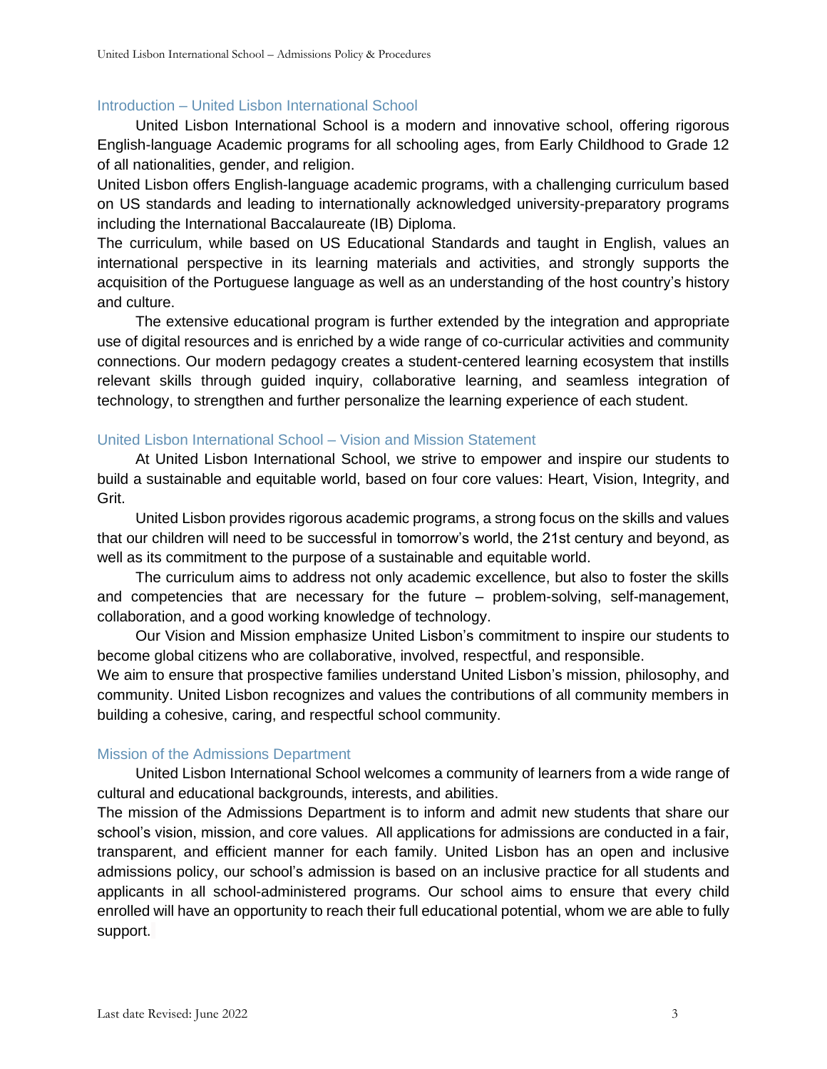## Introduction – United Lisbon International School

United Lisbon International School is a modern and innovative school, offering rigorous English-language Academic programs for all schooling ages, from Early Childhood to Grade 12 of all nationalities, gender, and religion.

United Lisbon offers English-language academic programs, with a challenging curriculum based on US standards and leading to internationally acknowledged university-preparatory programs including the International Baccalaureate (IB) Diploma.

The curriculum, while based on US Educational Standards and taught in English, values an international perspective in its learning materials and activities, and strongly supports the acquisition of the Portuguese language as well as an understanding of the host country's history and culture.

The extensive educational program is further extended by the integration and appropriate use of digital resources and is enriched by a wide range of co-curricular activities and community connections. Our modern pedagogy creates a student-centered learning ecosystem that instills relevant skills through guided inquiry, collaborative learning, and seamless integration of technology, to strengthen and further personalize the learning experience of each student.

## United Lisbon International School – Vision and Mission Statement

At United Lisbon International School, we strive to empower and inspire our students to build a sustainable and equitable world, based on four core values: Heart, Vision, Integrity, and Grit.

United Lisbon provides rigorous academic programs, a strong focus on the skills and values that our children will need to be successful in tomorrow's world, the 21st century and beyond, as well as its commitment to the purpose of a sustainable and equitable world.

The curriculum aims to address not only academic excellence, but also to foster the skills and competencies that are necessary for the future – problem-solving, self-management, collaboration, and a good working knowledge of technology.

Our Vision and Mission emphasize United Lisbon's commitment to inspire our students to become global citizens who are collaborative, involved, respectful, and responsible.

We aim to ensure that prospective families understand United Lisbon's mission, philosophy, and community. United Lisbon recognizes and values the contributions of all community members in building a cohesive, caring, and respectful school community.

## Mission of the Admissions Department

United Lisbon International School welcomes a community of learners from a wide range of cultural and educational backgrounds, interests, and abilities.

The mission of the Admissions Department is to inform and admit new students that share our school's vision, mission, and core values. All applications for admissions are conducted in a fair, transparent, and efficient manner for each family. United Lisbon has an open and inclusive admissions policy, our school's admission is based on an inclusive practice for all students and applicants in all school-administered programs. Our school aims to ensure that every child enrolled will have an opportunity to reach their full educational potential, whom we are able to fully support.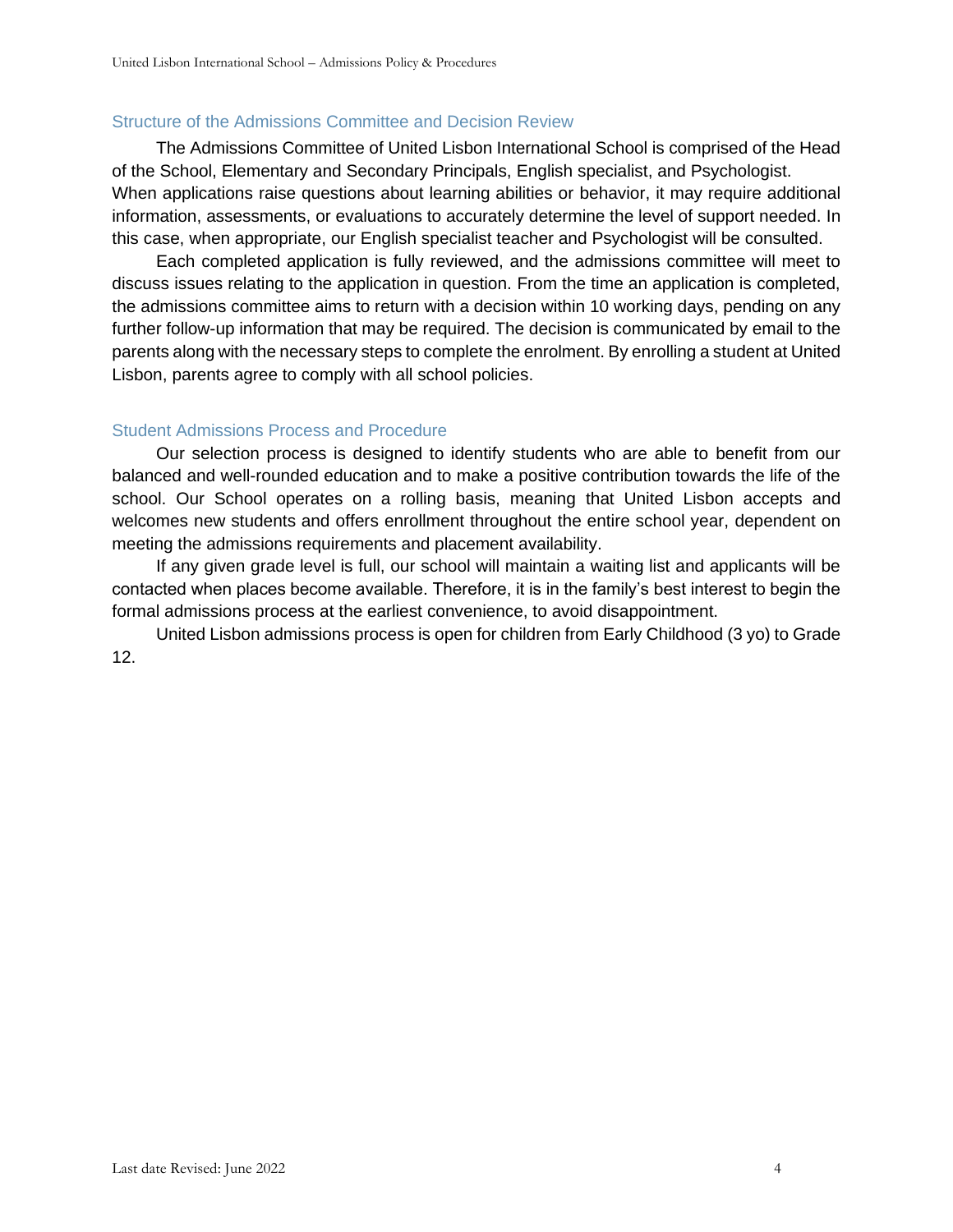## Structure of the Admissions Committee and Decision Review

The Admissions Committee of United Lisbon International School is comprised of the Head of the School, Elementary and Secondary Principals, English specialist, and Psychologist. When applications raise questions about learning abilities or behavior, it may require additional information, assessments, or evaluations to accurately determine the level of support needed. In this case, when appropriate, our English specialist teacher and Psychologist will be consulted.

Each completed application is fully reviewed, and the admissions committee will meet to discuss issues relating to the application in question. From the time an application is completed, the admissions committee aims to return with a decision within 10 working days, pending on any further follow-up information that may be required. The decision is communicated by email to the parents along with the necessary steps to complete the enrolment. By enrolling a student at United Lisbon, parents agree to comply with all school policies.

## Student Admissions Process and Procedure

Our selection process is designed to identify students who are able to benefit from our balanced and well-rounded education and to make a positive contribution towards the life of the school. Our School operates on a rolling basis, meaning that United Lisbon accepts and welcomes new students and offers enrollment throughout the entire school year, dependent on meeting the admissions requirements and placement availability.

If any given grade level is full, our school will maintain a waiting list and applicants will be contacted when places become available. Therefore, it is in the family's best interest to begin the formal admissions process at the earliest convenience, to avoid disappointment.

United Lisbon admissions process is open for children from Early Childhood (3 yo) to Grade 12.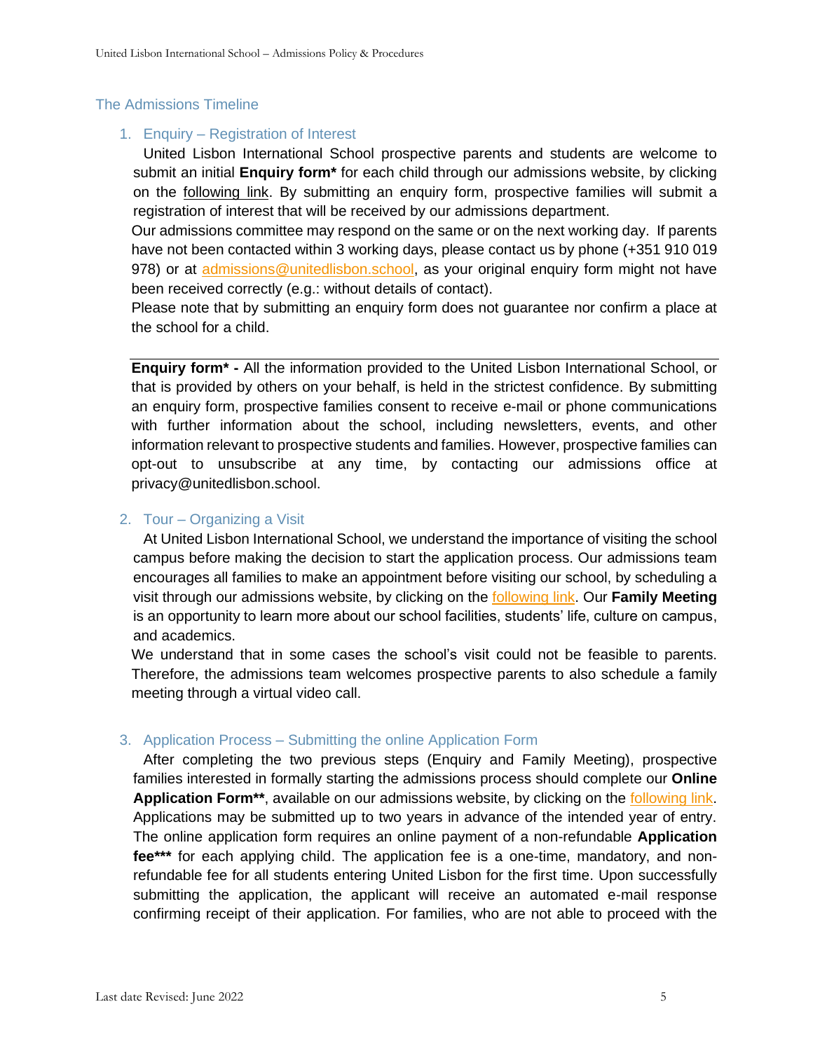## The Admissions Timeline

### 1. Enquiry – Registration of Interest

United Lisbon International School prospective parents and students are welcome to submit an initial **Enquiry form*** for each child through our admissions website, by clicking on the following link. By submitting an enquiry form, prospective families will submit a registration of interest that will be received by our admissions department.

Our admissions committee may respond on the same or on the next working day. If parents have not been contacted within 3 working days, please contact us by phone (+351 910 019 978) or at admissions@unitedlisbon.school, as your original enquiry form might not have been received correctly (e.g.: without details of contact).

Please note that by submitting an enquiry form does not guarantee nor confirm a place at the school for a child.

---

**Enquiry form* -** All the information provided to the United Lisbon International School, or that is provided by others on your behalf, is held in the strictest confidence. By submitting an enquiry form, prospective families consent to receive e-mail or phone communications with further information about the school, including newsletters, events, and other information relevant to prospective students and families. However, prospective families can opt-out to unsubscribe at any time, by contacting our admissions office at privacy@unitedlisbon.school.

### 2. Tour – Organizing a Visit

At United Lisbon International School, we understand the importance of visiting the school campus before making the decision to start the application process. Our admissions team encourages all families to make an appointment before visiting our school, by scheduling a visit through our admissions website, by clicking on the following link. Our **Family Meeting** is an opportunity to learn more about our school facilities, students' life, culture on campus, and academics.

We understand that in some cases the school's visit could not be feasible to parents. Therefore, the admissions team welcomes prospective parents to also schedule a family meeting through a virtual video call.

### 3. Application Process – Submitting the online Application Form

After completing the two previous steps (Enquiry and Family Meeting), prospective families interested in formally starting the admissions process should complete our **Online Application Form****, available on our admissions website, by clicking on the following link. Applications may be submitted up to two years in advance of the intended year of entry. The online application form requires an online payment of a non-refundable **Application fee***** for each applying child. The application fee is a one-time, mandatory, and non-refundable fee for all students entering United Lisbon for the first time. Upon successfully submitting the application, the applicant will receive an automated e-mail response confirming receipt of their application. For families, who are not able to proceed with the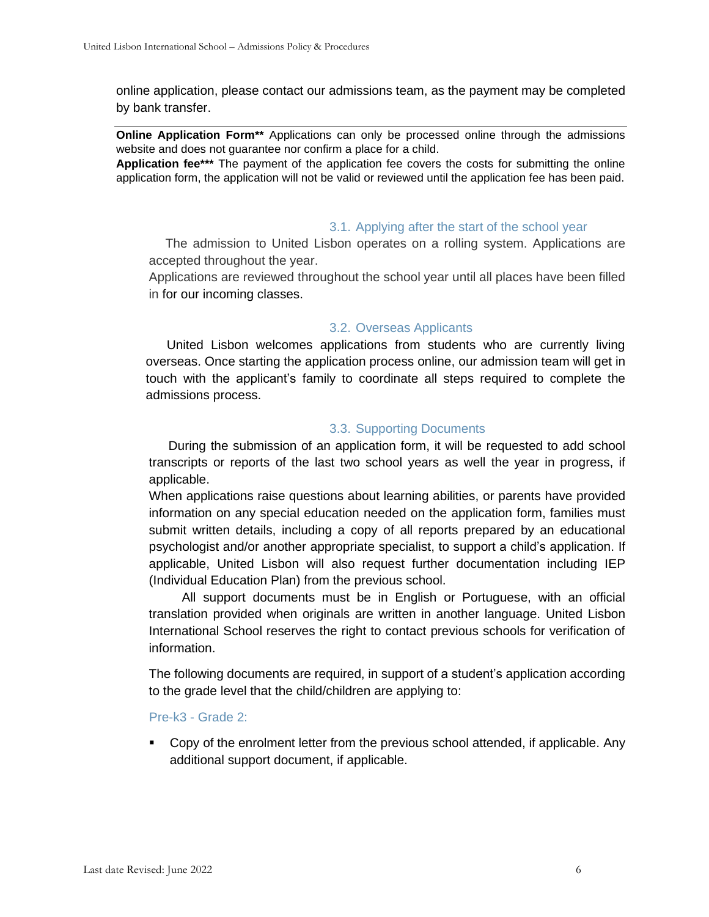online application, please contact our admissions team, as the payment may be completed by bank transfer.

---

**Online Application Form**** Applications can only be processed online through the admissions website and does not guarantee nor confirm a place for a child.

**Application fee***** The payment of the application fee covers the costs for submitting the online application form, the application will not be valid or reviewed until the application fee has been paid.

### 3.1. Applying after the start of the school year

The admission to United Lisbon operates on a rolling system. Applications are accepted throughout the year.

Applications are reviewed throughout the school year until all places have been filled in for our incoming classes.

### 3.2. Overseas Applicants

United Lisbon welcomes applications from students who are currently living overseas. Once starting the application process online, our admission team will get in touch with the applicant's family to coordinate all steps required to complete the admissions process.

### 3.3. Supporting Documents

During the submission of an application form, it will be requested to add school transcripts or reports of the last two school years as well the year in progress, if applicable.

When applications raise questions about learning abilities, or parents have provided information on any special education needed on the application form, families must submit written details, including a copy of all reports prepared by an educational psychologist and/or another appropriate specialist, to support a child's application. If applicable, United Lisbon will also request further documentation including IEP (Individual Education Plan) from the previous school.

All support documents must be in English or Portuguese, with an official translation provided when originals are written in another language. United Lisbon International School reserves the right to contact previous schools for verification of information.

The following documents are required, in support of a student's application according to the grade level that the child/children are applying to:

#### Pre-k3 - Grade 2:

- Copy of the enrolment letter from the previous school attended, if applicable. Any additional support document, if applicable.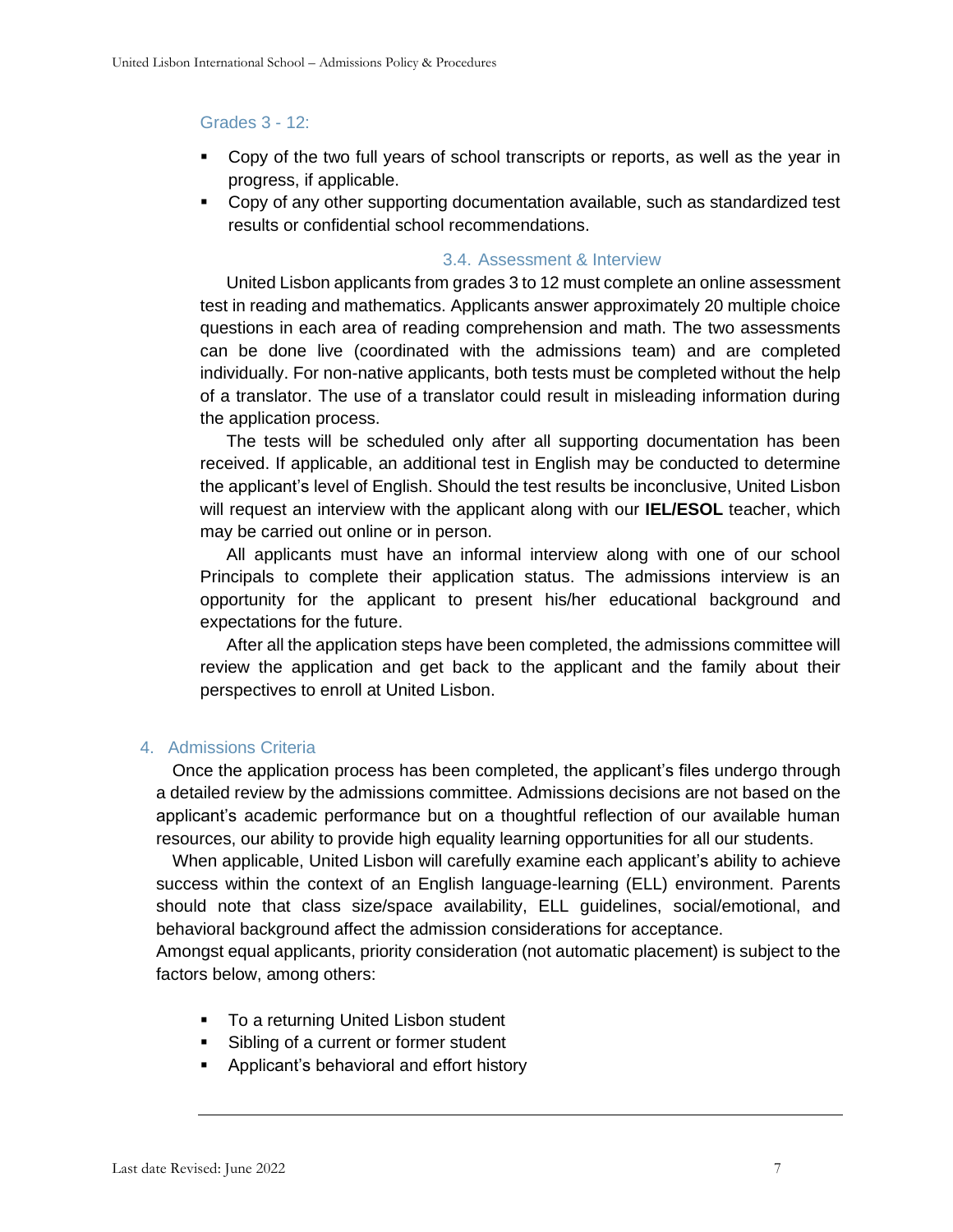#### Grades 3 - 12:

- Copy of the two full years of school transcripts or reports, as well as the year in progress, if applicable.
- Copy of any other supporting documentation available, such as standardized test results or confidential school recommendations.

### 3.4. Assessment & Interview

United Lisbon applicants from grades 3 to 12 must complete an online assessment test in reading and mathematics. Applicants answer approximately 20 multiple choice questions in each area of reading comprehension and math. The two assessments can be done live (coordinated with the admissions team) and are completed individually. For non-native applicants, both tests must be completed without the help of a translator. The use of a translator could result in misleading information during the application process.

The tests will be scheduled only after all supporting documentation has been received. If applicable, an additional test in English may be conducted to determine the applicant's level of English. Should the test results be inconclusive, United Lisbon will request an interview with the applicant along with our **IEL/ESOL** teacher, which may be carried out online or in person.

All applicants must have an informal interview along with one of our school Principals to complete their application status. The admissions interview is an opportunity for the applicant to present his/her educational background and expectations for the future.

After all the application steps have been completed, the admissions committee will review the application and get back to the applicant and the family about their perspectives to enroll at United Lisbon.

## 4. Admissions Criteria

Once the application process has been completed, the applicant's files undergo through a detailed review by the admissions committee. Admissions decisions are not based on the applicant's academic performance but on a thoughtful reflection of our available human resources, our ability to provide high equality learning opportunities for all our students.

When applicable, United Lisbon will carefully examine each applicant's ability to achieve success within the context of an English language-learning (ELL) environment. Parents should note that class size/space availability, ELL guidelines, social/emotional, and behavioral background affect the admission considerations for acceptance.
Amongst equal applicants, priority consideration (not automatic placement) is subject to the factors below, among others:

- To a returning United Lisbon student
- Sibling of a current or former student
- Applicant's behavioral and effort history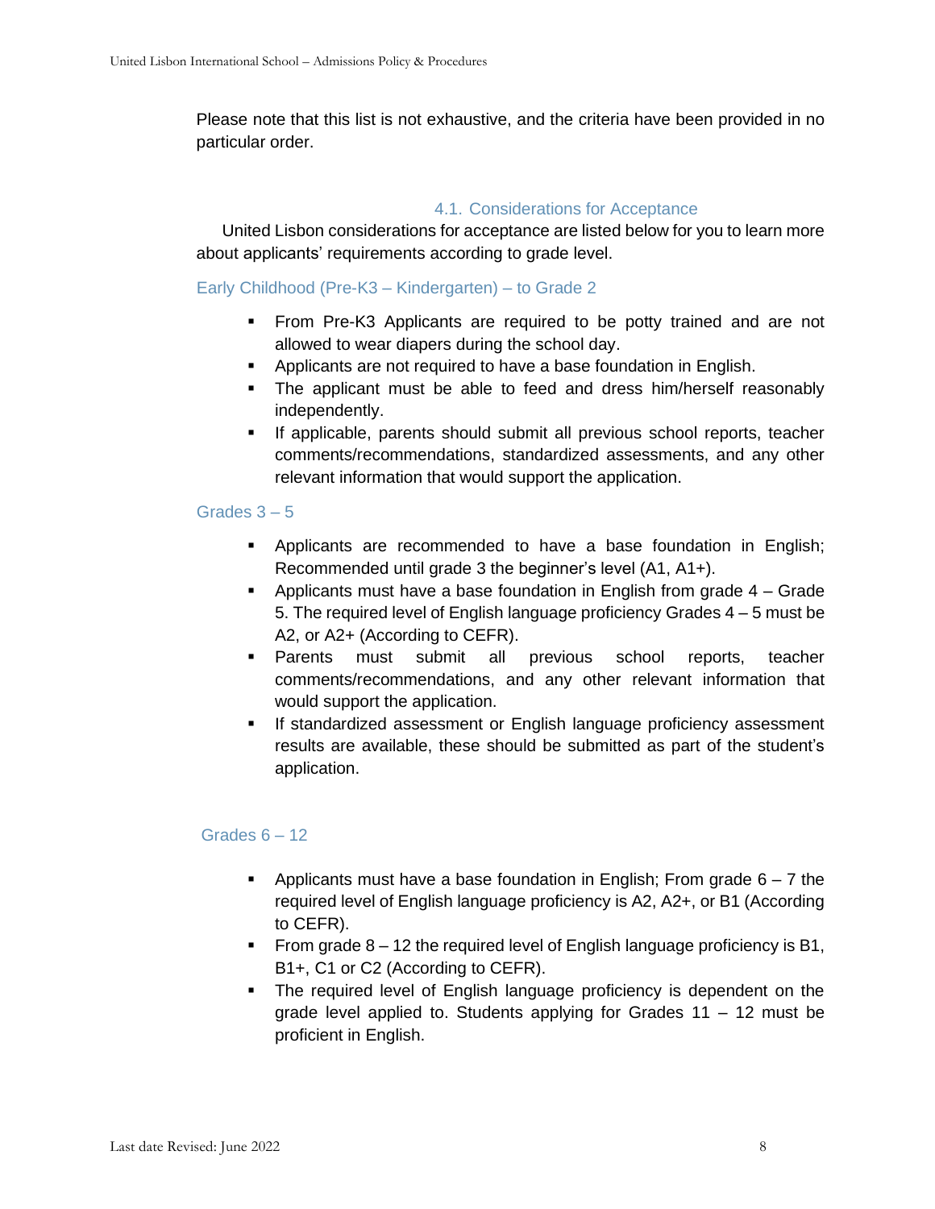Please note that this list is not exhaustive, and the criteria have been provided in no particular order.

### 4.1. Considerations for Acceptance

United Lisbon considerations for acceptance are listed below for you to learn more about applicants' requirements according to grade level.

#### Early Childhood (Pre-K3 – Kindergarten) – to Grade 2

- From Pre-K3 Applicants are required to be potty trained and are not allowed to wear diapers during the school day.
- Applicants are not required to have a base foundation in English.
- The applicant must be able to feed and dress him/herself reasonably independently.
- If applicable, parents should submit all previous school reports, teacher comments/recommendations, standardized assessments, and any other relevant information that would support the application.

#### Grades 3 – 5

- Applicants are recommended to have a base foundation in English; Recommended until grade 3 the beginner's level (A1, A1+).
- Applicants must have a base foundation in English from grade 4 – Grade 5. The required level of English language proficiency Grades 4 – 5 must be A2, or A2+ (According to CEFR).
- Parents must submit all previous school reports, teacher comments/recommendations, and any other relevant information that would support the application.
- If standardized assessment or English language proficiency assessment results are available, these should be submitted as part of the student's application.

#### Grades 6 – 12

- Applicants must have a base foundation in English; From grade 6 – 7 the required level of English language proficiency is A2, A2+, or B1 (According to CEFR).
- From grade 8 – 12 the required level of English language proficiency is B1, B1+, C1 or C2 (According to CEFR).
- The required level of English language proficiency is dependent on the grade level applied to. Students applying for Grades 11 – 12 must be proficient in English.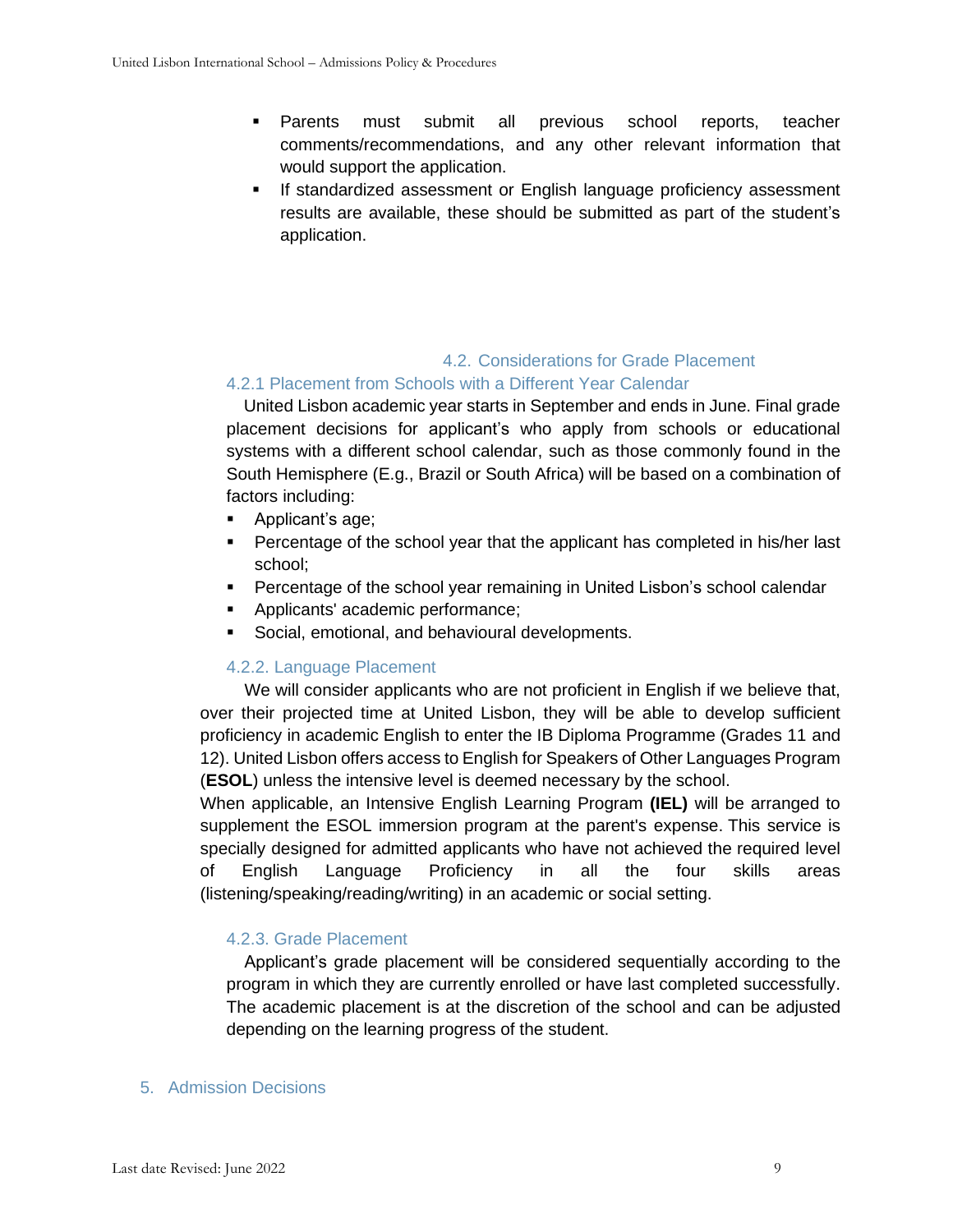- Parents must submit all previous school reports, teacher comments/recommendations, and any other relevant information that would support the application.
- If standardized assessment or English language proficiency assessment results are available, these should be submitted as part of the student's application.

## 4.2. Considerations for Grade Placement

### 4.2.1 Placement from Schools with a Different Year Calendar

United Lisbon academic year starts in September and ends in June. Final grade placement decisions for applicant's who apply from schools or educational systems with a different school calendar, such as those commonly found in the South Hemisphere (E.g., Brazil or South Africa) will be based on a combination of factors including:

- Applicant's age;
- Percentage of the school year that the applicant has completed in his/her last school;
- Percentage of the school year remaining in United Lisbon's school calendar
- Applicants' academic performance;
- Social, emotional, and behavioural developments.

### 4.2.2. Language Placement

We will consider applicants who are not proficient in English if we believe that, over their projected time at United Lisbon, they will be able to develop sufficient proficiency in academic English to enter the IB Diploma Programme (Grades 11 and 12). United Lisbon offers access to English for Speakers of Other Languages Program (**ESOL**) unless the intensive level is deemed necessary by the school.

When applicable, an Intensive English Learning Program **(IEL)** will be arranged to supplement the ESOL immersion program at the parent's expense. This service is specially designed for admitted applicants who have not achieved the required level of English Language Proficiency in all the four skills areas (listening/speaking/reading/writing) in an academic or social setting.

### 4.2.3. Grade Placement

Applicant's grade placement will be considered sequentially according to the program in which they are currently enrolled or have last completed successfully. The academic placement is at the discretion of the school and can be adjusted depending on the learning progress of the student.

# 5. Admission Decisions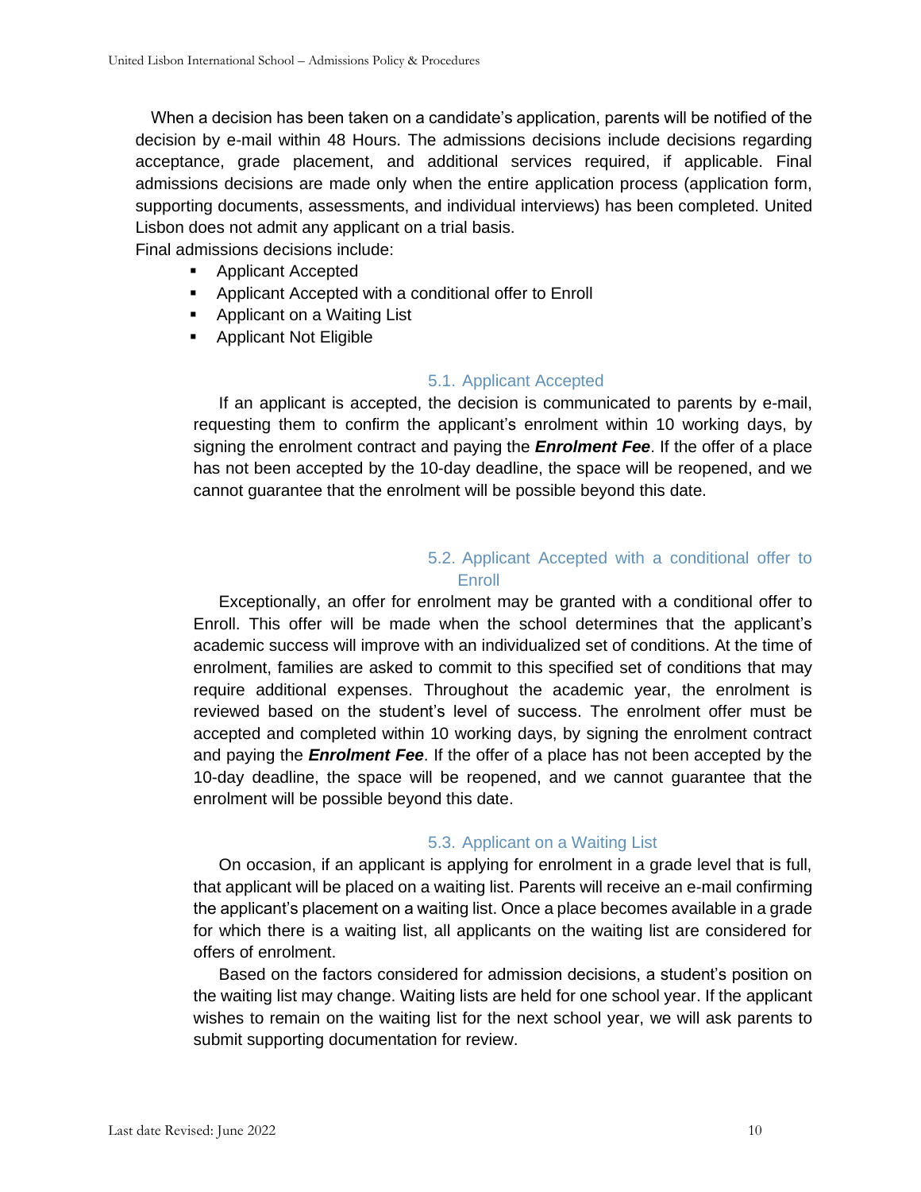When a decision has been taken on a candidate's application, parents will be notified of the decision by e-mail within 48 Hours. The admissions decisions include decisions regarding acceptance, grade placement, and additional services required, if applicable. Final admissions decisions are made only when the entire application process (application form, supporting documents, assessments, and individual interviews) has been completed. United Lisbon does not admit any applicant on a trial basis.

Final admissions decisions include:

- Applicant Accepted
- Applicant Accepted with a conditional offer to Enroll
- Applicant on a Waiting List
- Applicant Not Eligible

### 5.1. Applicant Accepted

If an applicant is accepted, the decision is communicated to parents by e-mail, requesting them to confirm the applicant's enrolment within 10 working days, by signing the enrolment contract and paying the ***Enrolment Fee***. If the offer of a place has not been accepted by the 10-day deadline, the space will be reopened, and we cannot guarantee that the enrolment will be possible beyond this date.

### 5.2. Applicant Accepted with a conditional offer to Enroll

Exceptionally, an offer for enrolment may be granted with a conditional offer to Enroll. This offer will be made when the school determines that the applicant's academic success will improve with an individualized set of conditions. At the time of enrolment, families are asked to commit to this specified set of conditions that may require additional expenses. Throughout the academic year, the enrolment is reviewed based on the student's level of success. The enrolment offer must be accepted and completed within 10 working days, by signing the enrolment contract and paying the ***Enrolment Fee***. If the offer of a place has not been accepted by the 10-day deadline, the space will be reopened, and we cannot guarantee that the enrolment will be possible beyond this date.

### 5.3. Applicant on a Waiting List

On occasion, if an applicant is applying for enrolment in a grade level that is full, that applicant will be placed on a waiting list. Parents will receive an e-mail confirming the applicant's placement on a waiting list. Once a place becomes available in a grade for which there is a waiting list, all applicants on the waiting list are considered for offers of enrolment.

Based on the factors considered for admission decisions, a student's position on the waiting list may change. Waiting lists are held for one school year. If the applicant wishes to remain on the waiting list for the next school year, we will ask parents to submit supporting documentation for review.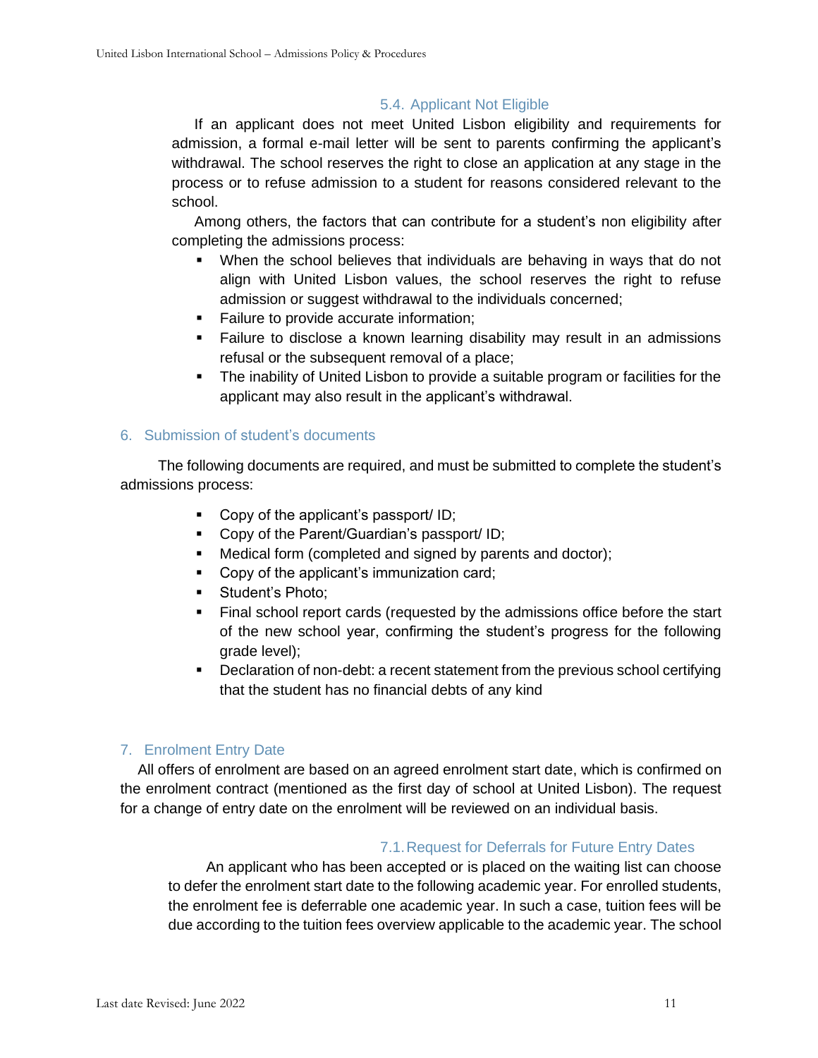### 5.4. Applicant Not Eligible

If an applicant does not meet United Lisbon eligibility and requirements for admission, a formal e-mail letter will be sent to parents confirming the applicant's withdrawal. The school reserves the right to close an application at any stage in the process or to refuse admission to a student for reasons considered relevant to the school.

Among others, the factors that can contribute for a student's non eligibility after completing the admissions process:

- When the school believes that individuals are behaving in ways that do not align with United Lisbon values, the school reserves the right to refuse admission or suggest withdrawal to the individuals concerned;
- Failure to provide accurate information;
- Failure to disclose a known learning disability may result in an admissions refusal or the subsequent removal of a place;
- The inability of United Lisbon to provide a suitable program or facilities for the applicant may also result in the applicant's withdrawal.

## 6. Submission of student's documents

The following documents are required, and must be submitted to complete the student's admissions process:

- Copy of the applicant's passport/ ID;
- Copy of the Parent/Guardian's passport/ ID;
- Medical form (completed and signed by parents and doctor);
- Copy of the applicant's immunization card;
- Student's Photo;
- Final school report cards (requested by the admissions office before the start of the new school year, confirming the student's progress for the following grade level);
- Declaration of non-debt: a recent statement from the previous school certifying that the student has no financial debts of any kind

## 7. Enrolment Entry Date

All offers of enrolment are based on an agreed enrolment start date, which is confirmed on the enrolment contract (mentioned as the first day of school at United Lisbon). The request for a change of entry date on the enrolment will be reviewed on an individual basis.

### 7.1. Request for Deferrals for Future Entry Dates

An applicant who has been accepted or is placed on the waiting list can choose to defer the enrolment start date to the following academic year. For enrolled students, the enrolment fee is deferrable one academic year. In such a case, tuition fees will be due according to the tuition fees overview applicable to the academic year. The school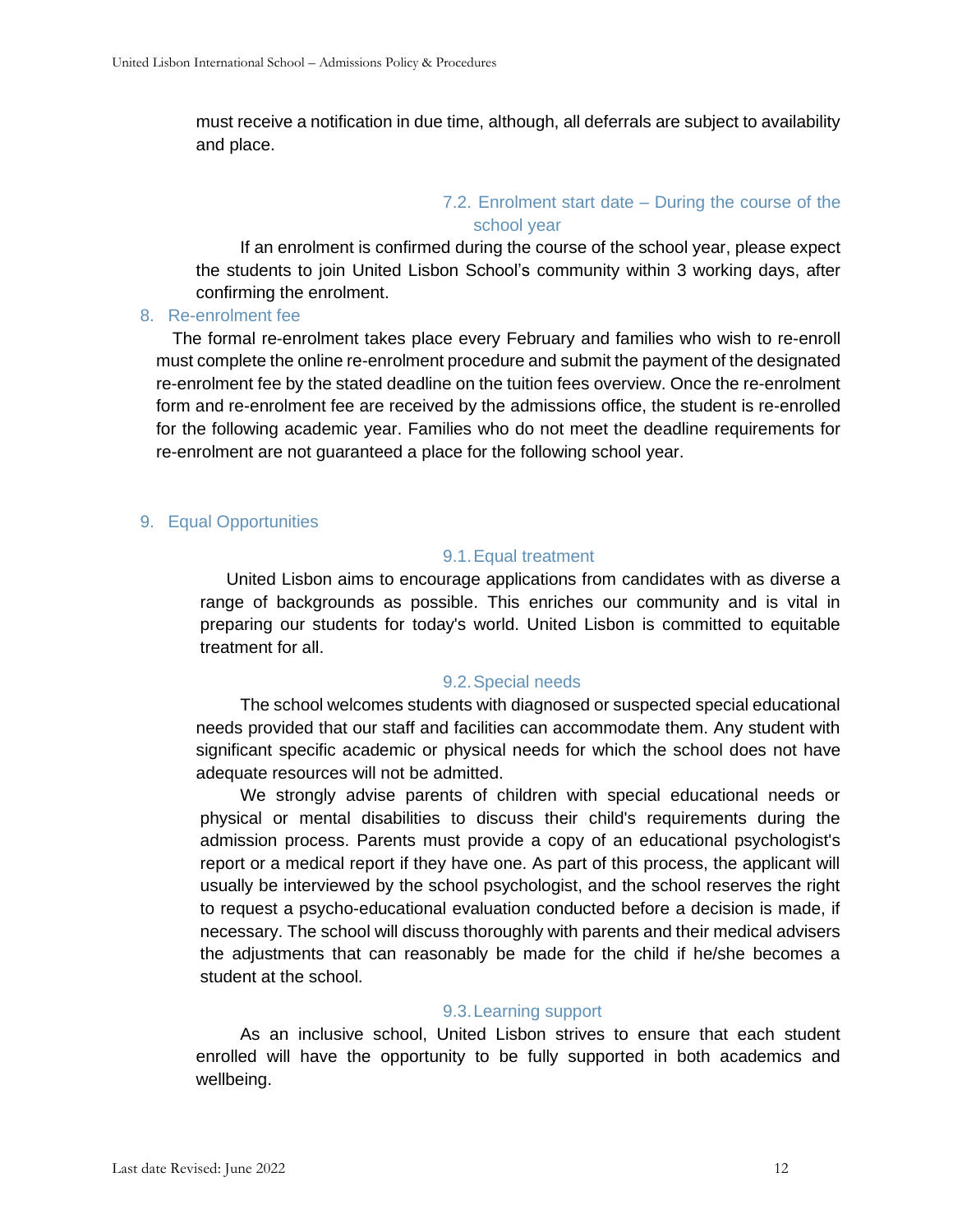must receive a notification in due time, although, all deferrals are subject to availability and place.

### 7.2. Enrolment start date – During the course of the school year

If an enrolment is confirmed during the course of the school year, please expect the students to join United Lisbon School's community within 3 working days, after confirming the enrolment.

## 8. Re-enrolment fee

The formal re-enrolment takes place every February and families who wish to re-enroll must complete the online re-enrolment procedure and submit the payment of the designated re-enrolment fee by the stated deadline on the tuition fees overview. Once the re-enrolment form and re-enrolment fee are received by the admissions office, the student is re-enrolled for the following academic year. Families who do not meet the deadline requirements for re-enrolment are not guaranteed a place for the following school year.

## 9. Equal Opportunities

### 9.1. Equal treatment

United Lisbon aims to encourage applications from candidates with as diverse a range of backgrounds as possible. This enriches our community and is vital in preparing our students for today's world. United Lisbon is committed to equitable treatment for all.

### 9.2. Special needs

The school welcomes students with diagnosed or suspected special educational needs provided that our staff and facilities can accommodate them. Any student with significant specific academic or physical needs for which the school does not have adequate resources will not be admitted.

We strongly advise parents of children with special educational needs or physical or mental disabilities to discuss their child's requirements during the admission process. Parents must provide a copy of an educational psychologist's report or a medical report if they have one. As part of this process, the applicant will usually be interviewed by the school psychologist, and the school reserves the right to request a psycho-educational evaluation conducted before a decision is made, if necessary. The school will discuss thoroughly with parents and their medical advisers the adjustments that can reasonably be made for the child if he/she becomes a student at the school.

### 9.3. Learning support

As an inclusive school, United Lisbon strives to ensure that each student enrolled will have the opportunity to be fully supported in both academics and wellbeing.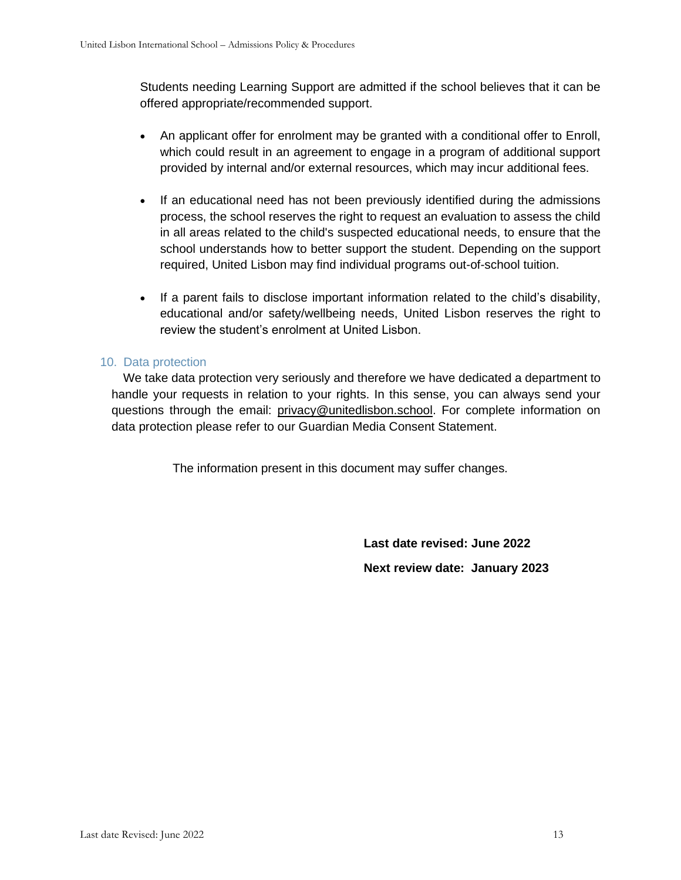Students needing Learning Support are admitted if the school believes that it can be offered appropriate/recommended support.

- An applicant offer for enrolment may be granted with a conditional offer to Enroll, which could result in an agreement to engage in a program of additional support provided by internal and/or external resources, which may incur additional fees.
- If an educational need has not been previously identified during the admissions process, the school reserves the right to request an evaluation to assess the child in all areas related to the child's suspected educational needs, to ensure that the school understands how to better support the student. Depending on the support required, United Lisbon may find individual programs out-of-school tuition.
- If a parent fails to disclose important information related to the child's disability, educational and/or safety/wellbeing needs, United Lisbon reserves the right to review the student's enrolment at United Lisbon.

## 10. Data protection

We take data protection very seriously and therefore we have dedicated a department to handle your requests in relation to your rights. In this sense, you can always send your questions through the email: privacy@unitedlisbon.school. For complete information on data protection please refer to our Guardian Media Consent Statement.

The information present in this document may suffer changes.

**Last date revised: June 2022**

**Next review date: January 2023**